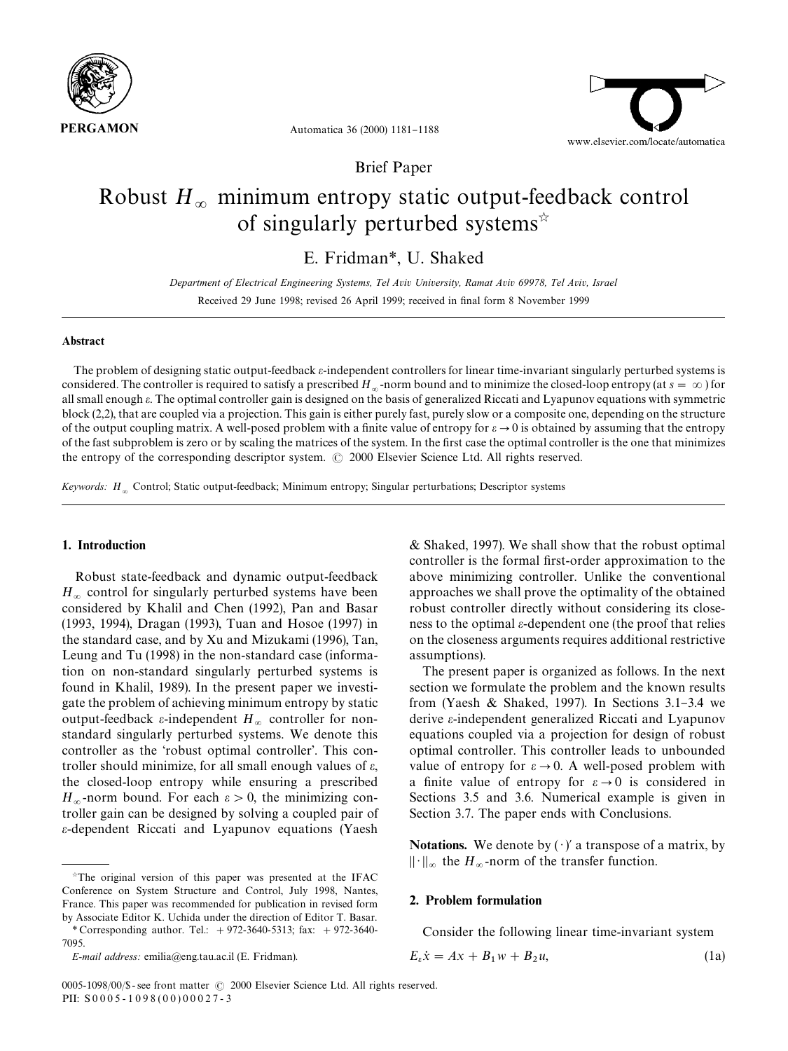Brief Paper

# Robust $H_\infty$ minimum entropy static output-feedback control of singularly perturbed systems☆

E. Fridman*, U. Shaked

*Department of Electrical Engineering Systems, Tel Aviv University, Ramat Aviv 69978, Tel Aviv, Israel*

Received 29 June 1998; revised 26 April 1999; received in final form 8 November 1999

## Abstract

The problem of designing static output-feedback $\varepsilon$-independent controllers for linear time-invariant singularly perturbed systems is considered. The controller is required to satisfy a prescribed $H_\infty$-norm bound and to minimize the closed-loop entropy (at $s = \infty$) for all small enough $\varepsilon$. The optimal controller gain is designed on the basis of generalized Riccati and Lyapunov equations with symmetric block (2,2), that are coupled via a projection. This gain is either purely fast, purely slow or a composite one, depending on the structure of the output coupling matrix. A well-posed problem with a finite value of entropy for $\varepsilon \to 0$ is obtained by assuming that the entropy of the fast subproblem is zero or by scaling the matrices of the system. In the first case the optimal controller is the one that minimizes the entropy of the corresponding descriptor system. © 2000 Elsevier Science Ltd. All rights reserved.

*Keywords:* $H_\infty$ Control; Static output-feedback; Minimum entropy; Singular perturbations; Descriptor systems

## 1. Introduction

Robust state-feedback and dynamic output-feedback $H_\infty$ control for singularly perturbed systems have been considered by Khalil and Chen (1992), Pan and Basar (1993, 1994), Dragan (1993), Tuan and Hosoe (1997) in the standard case, and by Xu and Mizukami (1996), Tan, Leung and Tu (1998) in the non-standard case (information on non-standard singularly perturbed systems is found in Khalil, 1989). In the present paper we investigate the problem of achieving minimum entropy by static output-feedback $\varepsilon$-independent $H_\infty$ controller for non-standard singularly perturbed systems. We denote this controller as the 'robust optimal controller'. This controller should minimize, for all small enough values of $\varepsilon$, the closed-loop entropy while ensuring a prescribed $H_\infty$-norm bound. For each $\varepsilon > 0$, the minimizing controller gain can be designed by solving a coupled pair of $\varepsilon$-dependent Riccati and Lyapunov equations (Yaesh & Shaked, 1997). We shall show that the robust optimal controller is the formal first-order approximation to the above minimizing controller. Unlike the conventional approaches we shall prove the optimality of the obtained robust controller directly without considering its closeness to the optimal $\varepsilon$-dependent one (the proof that relies on the closeness arguments requires additional restrictive assumptions).

The present paper is organized as follows. In the next section we formulate the problem and the known results from (Yaesh & Shaked, 1997). In Sections 3.1–3.4 we derive $\varepsilon$-independent generalized Riccati and Lyapunov equations coupled via a projection for design of robust optimal controller. This controller leads to unbounded value of entropy for $\varepsilon \to 0$. A well-posed problem with a finite value of entropy for $\varepsilon \to 0$ is considered in Sections 3.5 and 3.6. Numerical example is given in Section 3.7. The paper ends with Conclusions.

**Notations.** We denote by $(\cdot)'$ a transpose of a matrix, by $\|\cdot\|_\infty$ the $H_\infty$-norm of the transfer function.

## 2. Problem formulation

Consider the following linear time-invariant system

$$E_\varepsilon \dot{x} = Ax + B_1 w + B_2 u, \tag{1a}$$

☆The original version of this paper was presented at the IFAC Conference on System Structure and Control, July 1998, Nantes, France. This paper was recommended for publication in revised form by Associate Editor K. Uchida under the direction of Editor T. Basar.

* Corresponding author. Tel.: +972-3640-5313; fax: +972-3640-7095.

*E-mail address:* emilia@eng.tau.ac.il (E. Fridman).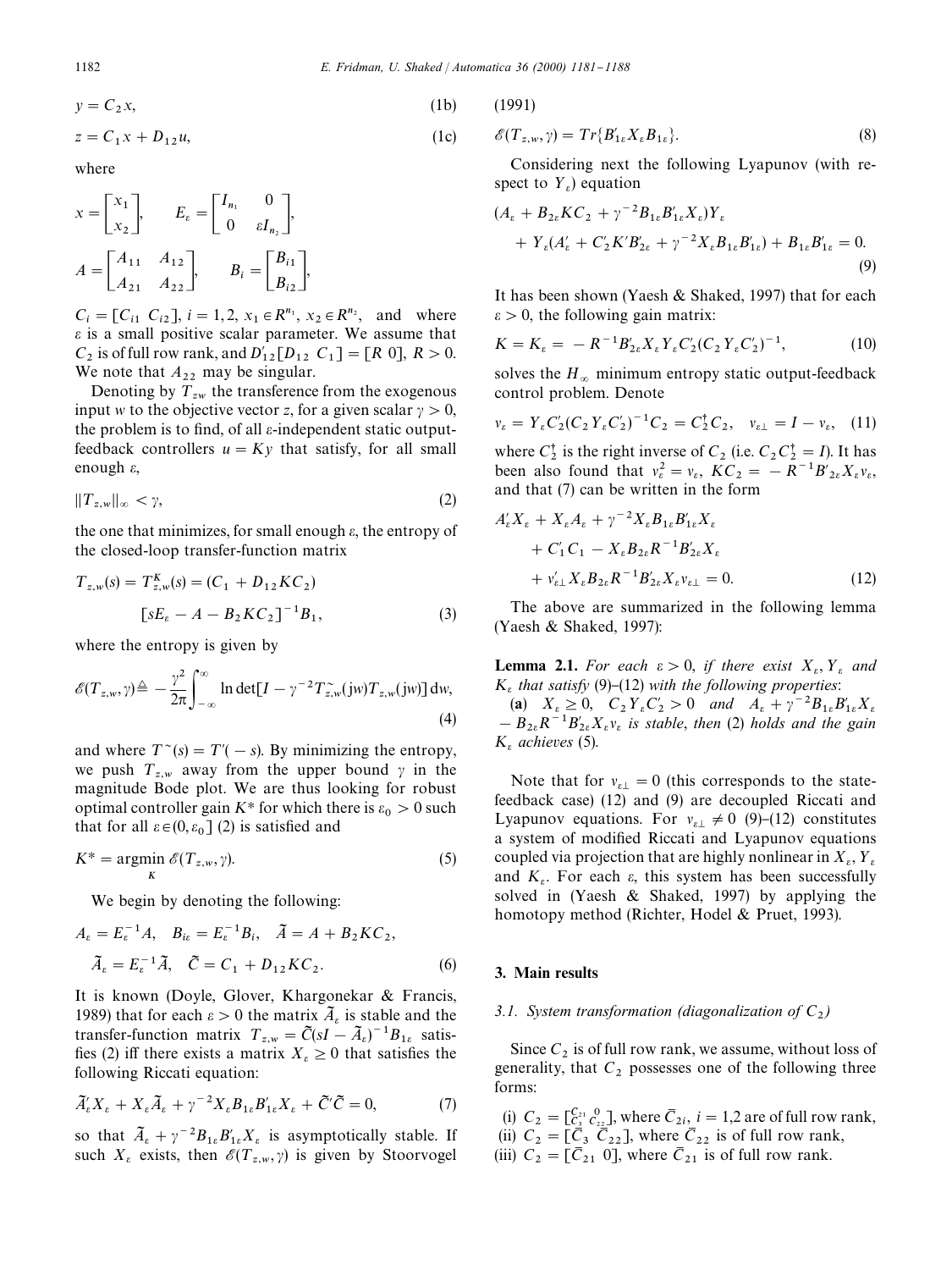$$y = C_2 x, \tag{1b}$$

$$z = C_1 x + D_{12} u, \tag{1c}$$

where

$$x = \begin{bmatrix} x_1 \\ x_2 \end{bmatrix}, \qquad E_\varepsilon = \begin{bmatrix} I_{n_1} & 0 \\ 0 & \varepsilon I_{n_2} \end{bmatrix},$$

$$A = \begin{bmatrix} A_{11} & A_{12} \\ A_{21} & A_{22} \end{bmatrix}, \qquad B_i = \begin{bmatrix} B_{i1} \\ B_{i2} \end{bmatrix},$$

$C_i = [C_{i1} \; C_{i2}]$, $i = 1, 2$, $x_1 \in R^{n_1}$, $x_2 \in R^{n_2}$, and where $\varepsilon$ is a small positive scalar parameter. We assume that $C_2$ is of full row rank, and $D'_{12}[D_{12} \; C_1] = [R \; 0]$, $R > 0$. We note that $A_{22}$ may be singular.

Denoting by $T_{zw}$ the transference from the exogenous input $w$ to the objective vector $z$, for a given scalar $\gamma > 0$, the problem is to find, of all $\varepsilon$-independent static output-feedback controllers $u = Ky$ that satisfy, for all small enough $\varepsilon$,

$$\|T_{z,w}\|_\infty < \gamma, \tag{2}$$

the one that minimizes, for small enough $\varepsilon$, the entropy of the closed-loop transfer-function matrix

$$T_{z,w}(s) = T^K_{z,w}(s) = (C_1 + D_{12} K C_2)[sE_\varepsilon - A - B_2 K C_2]^{-1} B_1, \tag{3}$$

where the entropy is given by

$$\mathscr{E}(T_{z,w}, \gamma) \triangleq -\frac{\gamma^2}{2\pi} \int_{-\infty}^{\infty} \ln \det[I - \gamma^{-2} T^{\sim}_{z,w}(jw) T_{z,w}(jw)] \, dw, \tag{4}$$

and where $T^{\sim}(s) = T'(-s)$. By minimizing the entropy, we push $T_{z,w}$ away from the upper bound $\gamma$ in the magnitude Bode plot. We are thus looking for robust optimal controller gain $K^*$ for which there is $\varepsilon_0 > 0$ such that for all $\varepsilon \in (0, \varepsilon_0]$ (2) is satisfied and

$$K^* = \underset{K}{\operatorname{argmin}} \; \mathscr{E}(T_{z,w}, \gamma). \tag{5}$$

We begin by denoting the following:

$$A_\varepsilon = E_\varepsilon^{-1} A, \quad B_{i\varepsilon} = E_\varepsilon^{-1} B_i, \quad \tilde{A} = A + B_2 K C_2,$$
$$\tilde{A}_\varepsilon = E_\varepsilon^{-1} \tilde{A}, \quad \tilde{C} = C_1 + D_{12} K C_2. \tag{6}$$

It is known (Doyle, Glover, Khargonekar & Francis, 1989) that for each $\varepsilon > 0$ the matrix $\tilde{A}_\varepsilon$ is stable and the transfer-function matrix $T_{z,w} = \tilde{C}(sI - \tilde{A}_\varepsilon)^{-1} B_{1\varepsilon}$ satisfies (2) iff there exists a matrix $X_\varepsilon \geq 0$ that satisfies the following Riccati equation:

$$\tilde{A}'_\varepsilon X_\varepsilon + X_\varepsilon \tilde{A}_\varepsilon + \gamma^{-2} X_\varepsilon B_{1\varepsilon} B'_{1\varepsilon} X_\varepsilon + \tilde{C}' \tilde{C} = 0, \tag{7}$$

so that $\tilde{A}_\varepsilon + \gamma^{-2} B_{1\varepsilon} B'_{1\varepsilon} X_\varepsilon$ is asymptotically stable. If such $X_\varepsilon$ exists, then $\mathscr{E}(T_{z,w}, \gamma)$ is given by Stoorvogel (1991)

$$\mathscr{E}(T_{z,w}, \gamma) = Tr\{B'_{1\varepsilon} X_\varepsilon B_{1\varepsilon}\}. \tag{8}$$

Considering next the following Lyapunov (with respect to $Y_\varepsilon$) equation

$$(A_\varepsilon + B_{2\varepsilon} K C_2 + \gamma^{-2} B_{1\varepsilon} B'_{1\varepsilon} X_\varepsilon) Y_\varepsilon + Y_\varepsilon (A'_\varepsilon + C'_2 K' B'_{2\varepsilon} + \gamma^{-2} X_\varepsilon B_{1\varepsilon} B'_{1\varepsilon}) + B_{1\varepsilon} B'_{1\varepsilon} = 0. \tag{9}$$

It has been shown (Yaesh & Shaked, 1997) that for each $\varepsilon > 0$, the following gain matrix:

$$K = K_\varepsilon = -R^{-1} B'_{2\varepsilon} X_\varepsilon Y_\varepsilon C'_2 (C_2 Y_\varepsilon C'_2)^{-1}, \tag{10}$$

solves the $H_\infty$ minimum entropy static output-feedback control problem. Denote

$$v_\varepsilon = Y_\varepsilon C'_2 (C_2 Y_\varepsilon C'_2)^{-1} C_2 = C_2^\dagger C_2, \quad v_{\varepsilon\perp} = I - v_\varepsilon, \tag{11}$$

where $C_2^\dagger$ is the right inverse of $C_2$ (i.e. $C_2 C_2^\dagger = I$). It has been also found that $v_\varepsilon^2 = v_\varepsilon$, $KC_2 = -R^{-1} B'_{2\varepsilon} X_\varepsilon v_\varepsilon$, and that (7) can be written in the form

$$A'_\varepsilon X_\varepsilon + X_\varepsilon A_\varepsilon + \gamma^{-2} X_\varepsilon B_{1\varepsilon} B'_{1\varepsilon} X_\varepsilon + C'_1 C_1 - X_\varepsilon B_{2\varepsilon} R^{-1} B'_{2\varepsilon} X_\varepsilon + v'_{\varepsilon\perp} X_\varepsilon B_{2\varepsilon} R^{-1} B'_{2\varepsilon} X_\varepsilon v_{\varepsilon\perp} = 0. \tag{12}$$

The above are summarized in the following lemma (Yaesh & Shaked, 1997):

**Lemma 2.1.** *For each $\varepsilon > 0$, if there exist $X_\varepsilon$, $Y_\varepsilon$ and $K_\varepsilon$ that satisfy* (9)–(12) *with the following properties*:

**(a)** $X_\varepsilon \geq 0$, $C_2 Y_\varepsilon C'_2 > 0$ *and* $A_\varepsilon + \gamma^{-2} B_{1\varepsilon} B'_{1\varepsilon} X_\varepsilon - B_{2\varepsilon} R^{-1} B'_{2\varepsilon} X_\varepsilon v_\varepsilon$ *is stable, then* (2) *holds and the gain* $K_\varepsilon$ *achieves* (5).

Note that for $v_{\varepsilon\perp} = 0$ (this corresponds to the state-feedback case) (12) and (9) are decoupled Riccati and Lyapunov equations. For $v_{\varepsilon\perp} \neq 0$ (9)–(12) constitutes a system of modified Riccati and Lyapunov equations coupled via projection that are highly nonlinear in $X_\varepsilon$, $Y_\varepsilon$ and $K_\varepsilon$. For each $\varepsilon$, this system has been successfully solved in (Yaesh & Shaked, 1997) by applying the homotopy method (Richter, Hodel & Pruet, 1993).

## 3. Main results

### 3.1. System transformation (diagonalization of $C_2$)

Since $C_2$ is of full row rank, we assume, without loss of generality, that $C_2$ possesses one of the following three forms:

(i) $C_2 = \begin{bmatrix} \bar{C}_{21} & 0 \\ \bar{C}_3 & \bar{C}_{22} \end{bmatrix}$, where $\bar{C}_{2i}$, $i = 1,2$ are of full row rank,
(ii) $C_2 = [\bar{C}_3 \;\; \bar{C}_{22}]$, where $\bar{C}_{22}$ is of full row rank,
(iii) $C_2 = [\bar{C}_{21} \;\; 0]$, where $\bar{C}_{21}$ is of full row rank.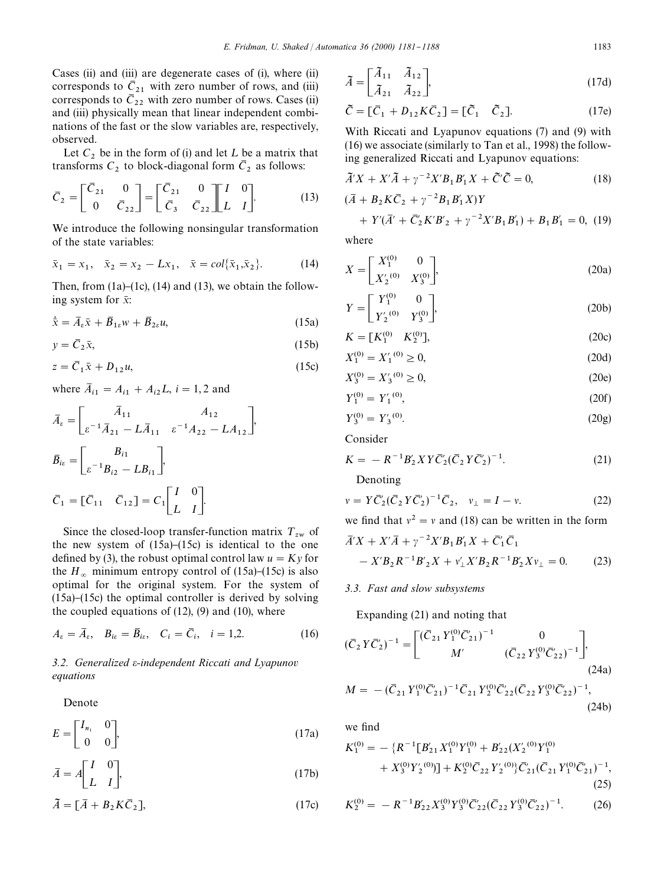Cases (ii) and (iii) are degenerate cases of (i), where (ii) corresponds to $\bar{C}_{21}$ with zero number of rows, and (iii) corresponds to $\bar{C}_{22}$ with zero number of rows. Cases (ii) and (iii) physically mean that linear independent combinations of the fast or the slow variables are, respectively, observed.

Let $C_2$ be in the form of (i) and let $L$ be a matrix that transforms $C_2$ to block-diagonal form $\bar{C}_2$ as follows:

$$\bar{C}_2 = \begin{bmatrix} \bar{C}_{21} & 0 \\ 0 & \bar{C}_{22} \end{bmatrix} = \begin{bmatrix} \bar{C}_{21} & 0 \\ \bar{C}_3 & \bar{C}_{22} \end{bmatrix} \begin{bmatrix} I & 0 \\ L & I \end{bmatrix}. \tag{13}$$

We introduce the following nonsingular transformation of the state variables:

$$\bar{x}_1 = x_1, \quad \bar{x}_2 = x_2 - Lx_1, \quad \bar{x} = col\{\bar{x}_1, \bar{x}_2\}. \tag{14}$$

Then, from (1a)–(1c), (14) and (13), we obtain the following system for $\bar{x}$:

$$\dot{\bar{x}} = \bar{A}_\varepsilon \bar{x} + \bar{B}_{1\varepsilon} w + \bar{B}_{2\varepsilon} u, \tag{15a}$$

$$y = \bar{C}_2 \bar{x}, \tag{15b}$$

$$z = \bar{C}_1 \bar{x} + D_{12} u, \tag{15c}$$

where $\bar{A}_{i1} = A_{i1} + A_{i2}L$, $i = 1, 2$ and

$$\bar{A}_\varepsilon = \begin{bmatrix} \bar{A}_{11} & A_{12} \\ \varepsilon^{-1}\bar{A}_{21} - L\bar{A}_{11} & \varepsilon^{-1}A_{22} - LA_{12} \end{bmatrix},$$

$$\bar{B}_{i\varepsilon} = \begin{bmatrix} B_{i1} \\ \varepsilon^{-1}B_{i2} - LB_{i1} \end{bmatrix},$$

$$\bar{C}_1 = [\bar{C}_{11} \quad \bar{C}_{12}] = C_1 \begin{bmatrix} I & 0 \\ L & I \end{bmatrix}.$$

Since the closed-loop transfer-function matrix $T_{zw}$ of the new system of (15a)–(15c) is identical to the one defined by (3), the robust optimal control law $u = Ky$ for the $H_\infty$ minimum entropy control of (15a)–(15c) is also optimal for the original system. For the system of (15a)–(15c) the optimal controller is derived by solving the coupled equations of (12), (9) and (10), where

$$A_\varepsilon = \bar{A}_\varepsilon, \quad B_{i\varepsilon} = \bar{B}_{i\varepsilon}, \quad C_i = \bar{C}_i, \quad i = 1,2. \tag{16}$$

### 3.2. Generalized $\varepsilon$-independent Riccati and Lyapunov equations

Denote

$$E = \begin{bmatrix} I_{n_1} & 0 \\ 0 & 0 \end{bmatrix}, \tag{17a}$$

$$\bar{A} = A \begin{bmatrix} I & 0 \\ L & I \end{bmatrix}, \tag{17b}$$

$$\tilde{A} = [\bar{A} + B_2 K \bar{C}_2], \tag{17c}$$

$$\tilde{A} = \begin{bmatrix} \tilde{A}_{11} & \tilde{A}_{12} \\ \tilde{A}_{21} & \tilde{A}_{22} \end{bmatrix}, \tag{17d}$$

$$\tilde{C} = [\bar{C}_1 + D_{12} K \bar{C}_2] = [\tilde{C}_1 \quad \tilde{C}_2]. \tag{17e}$$

With Riccati and Lyapunov equations (7) and (9) with (16) we associate (similarly to Tan et al., 1998) the following generalized Riccati and Lyapunov equations:

$$\tilde{A}'X + X'\tilde{A} + \gamma^{-2}X'B_1B_1'X + \tilde{C}'\tilde{C} = 0, \tag{18}$$

$$(\bar{A} + B_2K\bar{C}_2 + \gamma^{-2}B_1B_1'X)Y + Y'(\bar{A}' + \bar{C}_2'K'B'_2 + \gamma^{-2}X'B_1B_1') + B_1B_1' = 0, \tag{19}$$

where

$$X = \begin{bmatrix} X_1^{(0)} & 0 \\ X_2'^{(0)} & X_3^{(0)} \end{bmatrix}, \tag{20a}$$

$$Y = \begin{bmatrix} Y_1^{(0)} & 0 \\ Y_2'^{(0)} & Y_3^{(0)} \end{bmatrix}, \tag{20b}$$

$$K = [K_1^{(0)} \quad K_2^{(0)}], \tag{20c}$$

$$X_1^{(0)} = X_1'^{(0)} \geq 0, \tag{20d}$$

$$X_3^{(0)} = X_3'^{(0)} \geq 0, \tag{20e}$$

$$Y_1^{(0)} = Y_1'^{(0)}, \tag{20f}$$

$$Y_3^{(0)} = Y_3'^{(0)}. \tag{20g}$$

Consider

$$K = -R^{-1}B_2'XY\bar{C}_2'(\bar{C}_2Y\bar{C}_2')^{-1}. \tag{21}$$

Denoting

$$v = Y\bar{C}_2'(\bar{C}_2Y\bar{C}_2')^{-1}\bar{C}_2, \quad v_\perp = I - v. \tag{22}$$

we find that $v^2 = v$ and (18) can be written in the form

$$\bar{A}'X + X'\bar{A} + \gamma^{-2}X'B_1B_1'X + \bar{C}_1'\bar{C}_1 - X'B_2R^{-1}B'_2X + v'_\perp X'B_2R^{-1}B_2'Xv_\perp = 0. \tag{23}$$

### 3.3. Fast and slow subsystems

Expanding (21) and noting that

$$(\bar{C}_2Y\bar{C}_2')^{-1} = \begin{bmatrix} (\bar{C}_{21}Y_1^{(0)}\bar{C}_{21}')^{-1} & 0 \\ M' & (\bar{C}_{22}Y_3^{(0)}\bar{C}_{22}')^{-1} \end{bmatrix}, \tag{24a}$$

$$M = -(\bar{C}_{21}Y_1^{(0)}\bar{C}_{21}')^{-1}\bar{C}_{21}Y_2^{(0)}\bar{C}_{22}'(\bar{C}_{22}Y_3^{(0)}\bar{C}_{22}')^{-1}, \tag{24b}$$

we find

$$K_1^{(0)} = -\{R^{-1}[B_{21}'X_1^{(0)}Y_1^{(0)} + B_{22}'(X_2'^{(0)}Y_1^{(0)} + X_3^{(0)}Y_2'^{(0)})] + K_2^{(0)}\bar{C}_{22}Y_2'^{(0)}\}\bar{C}_{21}'(\bar{C}_{21}Y_1^{(0)}\bar{C}_{21}')^{-1}, \tag{25}$$

$$K_2^{(0)} = -R^{-1}B_{22}'X_3^{(0)}Y_3^{(0)}\bar{C}_{22}'(\bar{C}_{22}Y_3^{(0)}\bar{C}_{22}')^{-1}. \tag{26}$$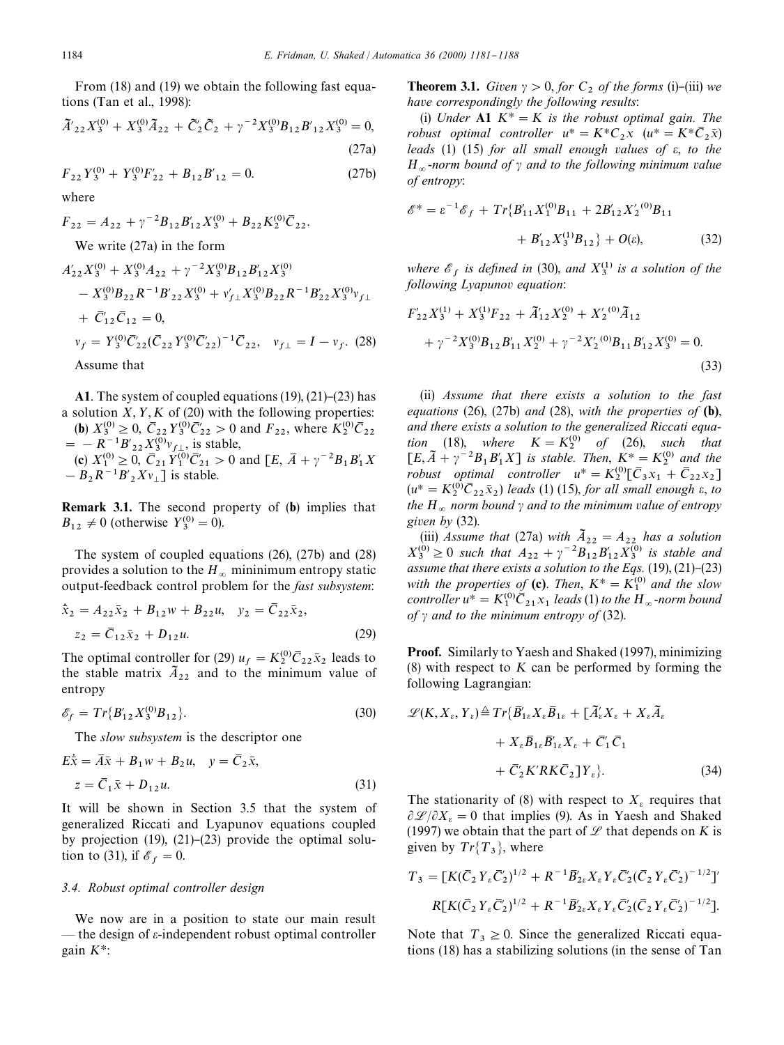From (18) and (19) we obtain the following fast equations (Tan et al., 1998):

$$\tilde{A}'_{22}X_3^{(0)} + X_3^{(0)}\tilde{A}_{22} + \tilde{C}'_2\tilde{C}_2 + \gamma^{-2}X_3^{(0)}B_{12}B'_{12}X_3^{(0)} = 0, \tag{27a}$$

$$F_{22}Y_3^{(0)} + Y_3^{(0)}F'_{22} + B_{12}B'_{12} = 0. \tag{27b}$$

where

$$F_{22} = A_{22} + \gamma^{-2}B_{12}B'_{12}X_3^{(0)} + B_{22}K_2^{(0)}\bar{C}_{22}.$$

We write (27a) in the form

$$A'_{22}X_3^{(0)} + X_3^{(0)}A_{22} + \gamma^{-2}X_3^{(0)}B_{12}B'_{12}X_3^{(0)} - X_3^{(0)}B_{22}R^{-1}B'_{22}X_3^{(0)} + v'_{f\perp}X_3^{(0)}B_{22}R^{-1}B'_{22}X_3^{(0)}v_{f\perp} + \bar{C}'_{12}\bar{C}_{12} = 0,$$

$$v_f = Y_3^{(0)}\bar{C}'_{22}(\bar{C}_{22}Y_3^{(0)}\bar{C}'_{22})^{-1}\bar{C}_{22}, \quad v_{f\perp} = I - v_f. \tag{28}$$

Assume that

**A1**. The system of coupled equations (19), (21)–(23) has a solution $X, Y, K$ of (20) with the following properties:

(**b**) $X_3^{(0)} \geq 0$, $\bar{C}_{22}Y_3^{(0)}\bar{C}'_{22} > 0$ and $F_{22}$, where $K_2^{(0)}\bar{C}_{22} = -R^{-1}B'_{22}X_3^{(0)}v_{f\perp}$, is stable,

(**c**) $X_1^{(0)} \geq 0$, $\bar{C}_{21}Y_1^{(0)}\bar{C}'_{21} > 0$ and $[E, \bar{A} + \gamma^{-2}B_1B'_1X - B_2R^{-1}B'_2Xv_\perp]$ is stable.

**Remark 3.1.** The second property of (**b**) implies that $B_{12} \neq 0$ (otherwise $Y_3^{(0)} = 0$).

The system of coupled equations (26), (27b) and (28) provides a solution to the $H_\infty$ mininimum entropy static output-feedback control problem for the *fast subsystem*:

$$\dot{\bar{x}}_2 = A_{22}\bar{x}_2 + B_{12}w + B_{22}u, \quad y_2 = \bar{C}_{22}\bar{x}_2,$$
$$z_2 = \bar{C}_{12}\bar{x}_2 + D_{12}u. \tag{29}$$

The optimal controller for (29) $u_f = K_2^{(0)}\bar{C}_{22}\bar{x}_2$ leads to the stable matrix $\tilde{A}_{22}$ and to the minimum value of entropy

$$\mathscr{E}_f = Tr\{B'_{12}X_3^{(0)}B_{12}\}. \tag{30}$$

The *slow subsystem* is the descriptor one

$$E\dot{\bar{x}} = \bar{A}\bar{x} + B_1w + B_2u, \quad y = \bar{C}_2\bar{x},$$
$$z = \bar{C}_1\bar{x} + D_{12}u. \tag{31}$$

It will be shown in Section 3.5 that the system of generalized Riccati and Lyapunov equations coupled by projection (19), (21)–(23) provide the optimal solution to (31), if $\mathscr{E}_f = 0$.

### 3.4. Robust optimal controller design

We now are in a position to state our main result — the design of $\varepsilon$-independent robust optimal controller gain $K^*$:

**Theorem 3.1.** *Given $\gamma > 0$, for $C_2$ of the forms* (i)–(iii) *we have correspondingly the following results*:

(i) *Under* **A1** $K^* = K$ *is the robust optimal gain. The robust optimal controller* $u^* = K^*C_2x$ $(u^* = K^*\bar{C}_2\bar{x})$ *leads* (1) (15) *for all small enough values of* $\varepsilon$, *to the* $H_\infty$*-norm bound of* $\gamma$ *and to the following minimum value of entropy*:

$$\mathscr{E}^* = \varepsilon^{-1}\mathscr{E}_f + Tr\{B'_{11}X_1^{(0)}B_{11} + 2B'_{12}X_2'^{(0)}B_{11} + B'_{12}X_3^{(1)}B_{12}\} + O(\varepsilon), \tag{32}$$

*where* $\mathscr{E}_f$ *is defined in* (30), *and* $X_3^{(1)}$ *is a solution of the following Lyapunov equation*:

$$F'_{22}X_3^{(1)} + X_3^{(1)}F_{22} + \tilde{A}'_{12}X_2^{(0)} + X_2'^{(0)}\tilde{A}_{12} + \gamma^{-2}X_3^{(0)}B_{12}B'_{11}X_2^{(0)} + \gamma^{-2}X_2'^{(0)}B_{11}B'_{12}X_3^{(0)} = 0. \tag{33}$$

(ii) *Assume that there exists a solution to the fast equations* (26), (27b) *and* (28), *with the properties of* (**b**), *and there exists a solution to the generalized Riccati equation* (18), *where* $K = K_2^{(0)}$ *of* (26), *such that* $[E, \tilde{A} + \gamma^{-2}B_1B'_1X]$ *is stable. Then,* $K^* = K_2^{(0)}$ *and the robust optimal controller* $u^* = K_2^{(0)}[\bar{C}_3x_1 + \bar{C}_{22}x_2]$ $(u^* = K_2^{(0)}\bar{C}_{22}\bar{x}_2)$ *leads* (1) (15), *for all small enough* $\varepsilon$, *to the* $H_\infty$ *norm bound* $\gamma$ *and to the minimum value of entropy given by* (32).

(iii) *Assume that* (27a) *with* $\tilde{A}_{22} = A_{22}$ *has a solution* $X_3^{(0)} \geq 0$ *such that* $A_{22} + \gamma^{-2}B_{12}B'_{12}X_3^{(0)}$ *is stable and assume that there exists a solution to the Eqs.* (19), (21)–(23) *with the properties of* (**c**). *Then,* $K^* = K_1^{(0)}$ *and the slow controller* $u^* = K_1^{(0)}\bar{C}_{21}x_1$ *leads* (1) *to the* $H_\infty$*-norm bound of* $\gamma$ *and to the minimum entropy of* (32).

**Proof.** Similarly to Yaesh and Shaked (1997), minimizing (8) with respect to $K$ can be performed by forming the following Lagrangian:

$$\mathscr{L}(K, X_\varepsilon, Y_\varepsilon) \triangleq Tr\{\bar{B}'_{1\varepsilon}X_\varepsilon\bar{B}_{1\varepsilon} + [\tilde{A}'_\varepsilon X_\varepsilon + X_\varepsilon\tilde{A}_\varepsilon + X_\varepsilon\bar{B}_{1\varepsilon}\bar{B}'_{1\varepsilon}X_\varepsilon + \bar{C}'_1\bar{C}_1 + \bar{C}'_2K'RK\bar{C}_2]Y_\varepsilon\}. \tag{34}$$

The stationarity of (8) with respect to $X_\varepsilon$ requires that $\partial\mathscr{L}/\partial X_\varepsilon = 0$ that implies (9). As in Yaesh and Shaked (1997) we obtain that the part of $\mathscr{L}$ that depends on $K$ is given by $Tr\{T_3\}$, where

$$T_3 = [K(\bar{C}_2Y_\varepsilon\bar{C}'_2)^{1/2} + R^{-1}\bar{B}'_{2\varepsilon}X_\varepsilon Y_\varepsilon\bar{C}'_2(\bar{C}_2Y_\varepsilon\bar{C}'_2)^{-1/2}]' R[K(\bar{C}_2Y_\varepsilon\bar{C}'_2)^{1/2} + R^{-1}\bar{B}'_{2\varepsilon}X_\varepsilon Y_\varepsilon\bar{C}'_2(\bar{C}_2Y_\varepsilon\bar{C}'_2)^{-1/2}].$$

Note that $T_3 \geq 0$. Since the generalized Riccati equations (18) has a stabilizing solutions (in the sense of Tan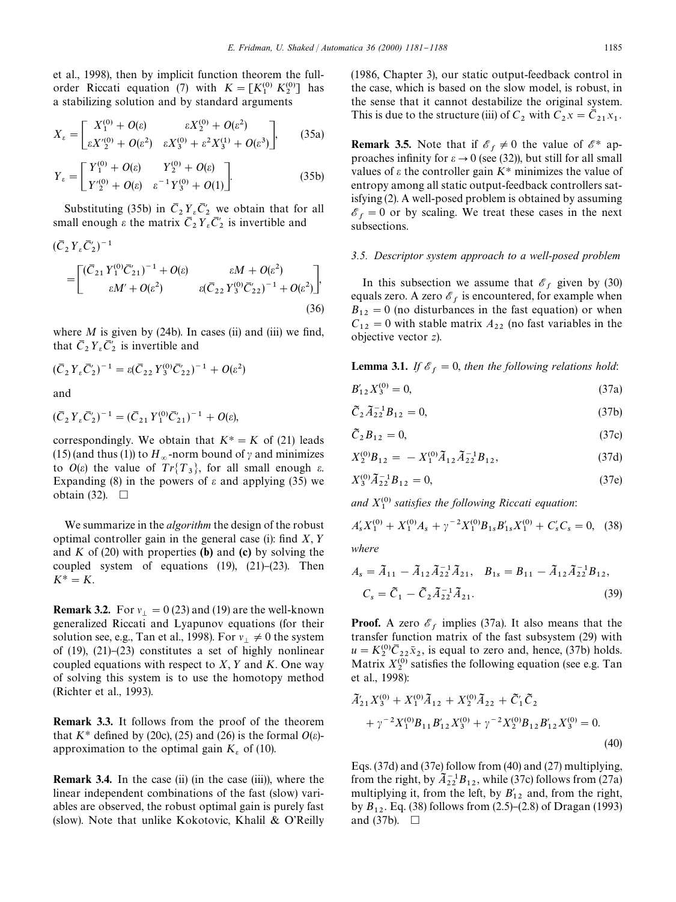et al., 1998), then by implicit function theorem the full-order Riccati equation (7) with $K = [K_1^{(0)}\ K_2^{(0)}]$ has a stabilizing solution and by standard arguments

$$X_\varepsilon = \begin{bmatrix} X_1^{(0)} + O(\varepsilon) & \varepsilon X_2^{(0)} + O(\varepsilon^2) \\ \varepsilon X_2'^{(0)} + O(\varepsilon^2) & \varepsilon X_3^{(0)} + \varepsilon^2 X_3^{(1)} + O(\varepsilon^3) \end{bmatrix}, \tag{35a}$$

$$Y_\varepsilon = \begin{bmatrix} Y_1^{(0)} + O(\varepsilon) & Y_2^{(0)} + O(\varepsilon) \\ Y_2'^{(0)} + O(\varepsilon) & \varepsilon^{-1} Y_3^{(0)} + O(1) \end{bmatrix}. \tag{35b}$$

Substituting (35b) in $\bar{C}_2 Y_\varepsilon \bar{C}_2'$ we obtain that for all small enough $\varepsilon$ the matrix $\bar{C}_2 Y_\varepsilon \bar{C}_2'$ is invertible and

$$(\bar{C}_2 Y_\varepsilon \bar{C}_2')^{-1} = \begin{bmatrix} (\bar{C}_{21} Y_1^{(0)} \bar{C}_{21}')^{-1} + O(\varepsilon) & \varepsilon M + O(\varepsilon^2) \\ \varepsilon M' + O(\varepsilon^2) & \varepsilon (\bar{C}_{22} Y_3^{(0)} \bar{C}_{22}')^{-1} + O(\varepsilon^2) \end{bmatrix}, \tag{36}$$

where $M$ is given by (24b). In cases (ii) and (iii) we find, that $\bar{C}_2 Y_\varepsilon \bar{C}_2'$ is invertible and

$$(\bar{C}_2 Y_\varepsilon \bar{C}_2')^{-1} = \varepsilon (\bar{C}_{22} Y_3^{(0)} \bar{C}_{22}')^{-1} + O(\varepsilon^2)$$

and

$$(\bar{C}_2 Y_\varepsilon \bar{C}_2')^{-1} = (\bar{C}_{21} Y_1^{(0)} \bar{C}_{21}')^{-1} + O(\varepsilon),$$

correspondingly. We obtain that $K^* = K$ of (21) leads (15) (and thus (1)) to $H_\infty$-norm bound of $\gamma$ and minimizes to $O(\varepsilon)$ the value of $Tr\{T_3\}$, for all small enough $\varepsilon$. Expanding (8) in the powers of $\varepsilon$ and applying (35) we obtain (32). $\square$

We summarize in the *algorithm* the design of the robust optimal controller gain in the general case (i): find $X$, $Y$ and $K$ of (20) with properties **(b)** and **(c)** by solving the coupled system of equations (19), (21)–(23). Then $K^* = K$.

**Remark 3.2.** For $v_\perp = 0$ (23) and (19) are the well-known generalized Riccati and Lyapunov equations (for their solution see, e.g., Tan et al., 1998). For $v_\perp \neq 0$ the system of (19), (21)–(23) constitutes a set of highly nonlinear coupled equations with respect to $X$, $Y$ and $K$. One way of solving this system is to use the homotopy method (Richter et al., 1993).

**Remark 3.3.** It follows from the proof of the theorem that $K^*$ defined by (20c), (25) and (26) is the formal $O(\varepsilon)$-approximation to the optimal gain $K_\varepsilon$ of (10).

**Remark 3.4.** In the case (ii) (in the case (iii)), where the linear independent combinations of the fast (slow) variables are observed, the robust optimal gain is purely fast (slow). Note that unlike Kokotovic, Khalil & O'Reilly (1986, Chapter 3), our static output-feedback control in the case, which is based on the slow model, is robust, in the sense that it cannot destabilize the original system. This is due to the structure (iii) of $C_2$ with $C_2 x = \bar{C}_{21} x_1$.

**Remark 3.5.** Note that if $\mathscr{E}_f \neq 0$ the value of $\mathscr{E}^*$ approaches infinity for $\varepsilon \to 0$ (see (32)), but still for all small values of $\varepsilon$ the controller gain $K^*$ minimizes the value of entropy among all static output-feedback controllers satisfying (2). A well-posed problem is obtained by assuming $\mathscr{E}_f = 0$ or by scaling. We treat these cases in the next subsections.

### 3.5. Descriptor system approach to a well-posed problem

In this subsection we assume that $\mathscr{E}_f$ given by (30) equals zero. A zero $\mathscr{E}_f$ is encountered, for example when $B_{12} = 0$ (no disturbances in the fast equation) or when $C_{12} = 0$ with stable matrix $A_{22}$ (no fast variables in the objective vector $z$).

**Lemma 3.1.** *If $\mathscr{E}_f = 0$, then the following relations hold*:

$$B_{12}' X_3^{(0)} = 0, \tag{37a}$$

$$\tilde{C}_2 \tilde{A}_{22}^{-1} B_{12} = 0, \tag{37b}$$

$$\tilde{C}_2 B_{12} = 0, \tag{37c}$$

$$X_2^{(0)} B_{12} = -X_1^{(0)} \tilde{A}_{12} \tilde{A}_{22}^{-1} B_{12}, \tag{37d}$$

$$X_3^{(0)} \tilde{A}_{22}^{-1} B_{12} = 0, \tag{37e}$$

*and $X_1^{(0)}$ satisfies the following Riccati equation*:

$$A_s' X_1^{(0)} + X_1^{(0)} A_s + \gamma^{-2} X_1^{(0)} B_{1s} B_{1s}' X_1^{(0)} + C_s' C_s = 0, \tag{38}$$

*where*

$$A_s = \tilde{A}_{11} - \tilde{A}_{12} \tilde{A}_{22}^{-1} \tilde{A}_{21}, \quad B_{1s} = B_{11} - \tilde{A}_{12} \tilde{A}_{22}^{-1} B_{12},$$
$$C_s = \tilde{C}_1 - \tilde{C}_2 \tilde{A}_{22}^{-1} \tilde{A}_{21}. \tag{39}$$

**Proof.** A zero $\mathscr{E}_f$ implies (37a). It also means that the transfer function matrix of the fast subsystem (29) with $u = K_2^{(0)} \bar{C}_{22} \bar{x}_2$, is equal to zero and, hence, (37b) holds. Matrix $X_2^{(0)}$ satisfies the following equation (see e.g. Tan et al., 1998):

$$\tilde{A}_{21}' X_3^{(0)} + X_1^{(0)} \tilde{A}_{12} + X_2^{(0)} \tilde{A}_{22} + \tilde{C}_1' \tilde{C}_2 + \gamma^{-2} X_1^{(0)} B_{11} B_{12}' X_3^{(0)} + \gamma^{-2} X_2^{(0)} B_{12} B_{12}' X_3^{(0)} = 0. \tag{40}$$

Eqs. (37d) and (37e) follow from (40) and (27) multiplying, from the right, by $\tilde{A}_{22}^{-1} B_{12}$, while (37c) follows from (27a) multiplying it, from the left, by $B_{12}'$ and, from the right, by $B_{12}$. Eq. (38) follows from (2.5)–(2.8) of Dragan (1993) and (37b). $\square$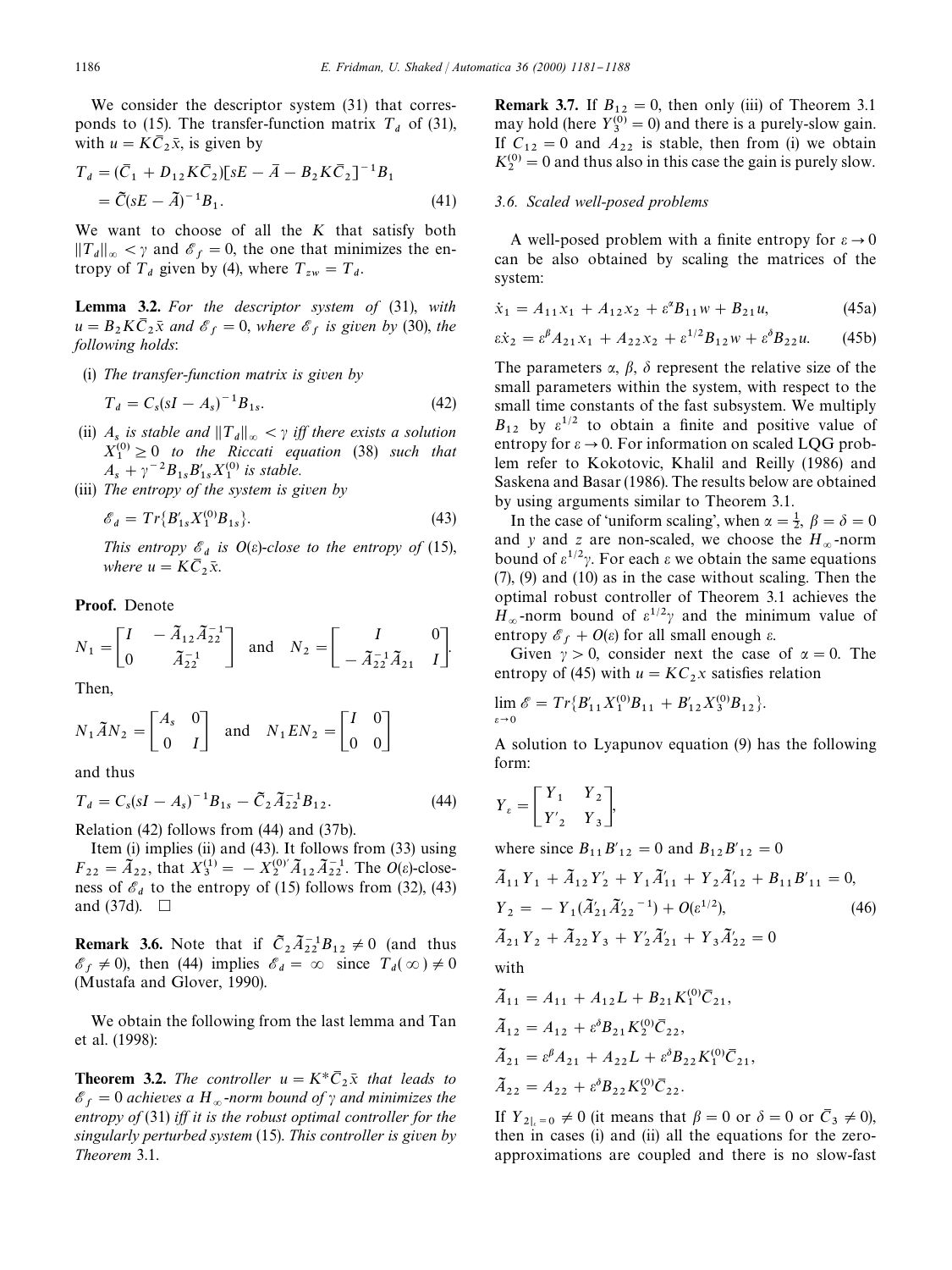We consider the descriptor system (31) that corresponds to (15). The transfer-function matrix $T_d$ of (31), with $u = K\bar{C}_2\bar{x}$, is given by

$$T_d = (\bar{C}_1 + D_{12}K\bar{C}_2)[sE - \bar{A} - B_2K\bar{C}_2]^{-1}B_1$$
$$= \tilde{C}(sE - \tilde{A})^{-1}B_1. \quad (41)$$

We want to choose of all the $K$ that satisfy both $\|T_d\|_\infty < \gamma$ and $\mathscr{E}_f = 0$, the one that minimizes the entropy of $T_d$ given by (4), where $T_{zw} = T_d$.

**Lemma 3.2.** *For the descriptor system of* (31), *with* $u = B_2K\bar{C}_2\bar{x}$ *and* $\mathscr{E}_f = 0$, *where* $\mathscr{E}_f$ *is given by* (30), *the following holds*:

(i) *The transfer-function matrix is given by*

$$T_d = C_s(sI - A_s)^{-1}B_{1s}. \quad (42)$$

(ii) $A_s$ *is stable and* $\|T_d\|_\infty < \gamma$ *iff there exists a solution* $X_1^{(0)} \geq 0$ *to the Riccati equation* (38) *such that* $A_s + \gamma^{-2}B_{1s}B'_{1s}X_1^{(0)}$ *is stable.*

(iii) *The entropy of the system is given by*

$$\mathscr{E}_d = Tr\{B'_{1s}X_1^{(0)}B_{1s}\}. \quad (43)$$

*This entropy* $\mathscr{E}_d$ *is* $O(\varepsilon)$-*close to the entropy of* (15), *where* $u = K\bar{C}_2\bar{x}$.

**Proof.** Denote

$$N_1 = \begin{bmatrix} I & -\tilde{A}_{12}\tilde{A}_{22}^{-1} \\ 0 & \tilde{A}_{22}^{-1} \end{bmatrix} \quad \text{and} \quad N_2 = \begin{bmatrix} I & 0 \\ -\tilde{A}_{22}^{-1}\tilde{A}_{21} & I \end{bmatrix}.$$

Then,

$$N_1\tilde{A}N_2 = \begin{bmatrix} A_s & 0 \\ 0 & I \end{bmatrix} \quad \text{and} \quad N_1EN_2 = \begin{bmatrix} I & 0 \\ 0 & 0 \end{bmatrix}$$

and thus

$$T_d = C_s(sI - A_s)^{-1}B_{1s} - \tilde{C}_2\tilde{A}_{22}^{-1}B_{12}. \quad (44)$$

Relation (42) follows from (44) and (37b).

Item (i) implies (ii) and (43). It follows from (33) using $F_{22} = \tilde{A}_{22}$, that $X_3^{(1)} = -X_2^{(0)'}\tilde{A}_{12}\tilde{A}_{22}^{-1}$. The $O(\varepsilon)$-closeness of $\mathscr{E}_d$ to the entropy of (15) follows from (32), (43) and (37d). $\square$

**Remark 3.6.** Note that if $\tilde{C}_2\tilde{A}_{22}^{-1}B_{12} \neq 0$ (and thus $\mathscr{E}_f \neq 0$), then (44) implies $\mathscr{E}_d = \infty$ since $T_d(\infty) \neq 0$ (Mustafa and Glover, 1990).

We obtain the following from the last lemma and Tan et al. (1998):

**Theorem 3.2.** *The controller* $u = K^*\bar{C}_2\bar{x}$ *that leads to* $\mathscr{E}_f = 0$ *achieves a* $H_\infty$-*norm bound of* $\gamma$ *and minimizes the entropy of* (31) *iff it is the robust optimal controller for the singularly perturbed system* (15). *This controller is given by Theorem* 3.1.

**Remark 3.7.** If $B_{12} = 0$, then only (iii) of Theorem 3.1 may hold (here $Y_3^{(0)} = 0$) and there is a purely-slow gain. If $C_{12} = 0$ and $A_{22}$ is stable, then from (i) we obtain $K_2^{(0)} = 0$ and thus also in this case the gain is purely slow.

### 3.6. Scaled well-posed problems

A well-posed problem with a finite entropy for $\varepsilon \to 0$ can be also obtained by scaling the matrices of the system:

$$\dot{x}_1 = A_{11}x_1 + A_{12}x_2 + \varepsilon^{\alpha}B_{11}w + B_{21}u, \quad (45a)$$

$$\varepsilon\dot{x}_2 = \varepsilon^{\beta}A_{21}x_1 + A_{22}x_2 + \varepsilon^{1/2}B_{12}w + \varepsilon^{\delta}B_{22}u. \quad (45b)$$

The parameters $\alpha$, $\beta$, $\delta$ represent the relative size of the small parameters within the system, with respect to the small time constants of the fast subsystem. We multiply $B_{12}$ by $\varepsilon^{1/2}$ to obtain a finite and positive value of entropy for $\varepsilon \to 0$. For information on scaled LQG problem refer to Kokotovic, Khalil and Reilly (1986) and Saskena and Basar (1986). The results below are obtained by using arguments similar to Theorem 3.1.

In the case of 'uniform scaling', when $\alpha = \frac{1}{2}$, $\beta = \delta = 0$ and $y$ and $z$ are non-scaled, we choose the $H_\infty$-norm bound of $\varepsilon^{1/2}\gamma$. For each $\varepsilon$ we obtain the same equations (7), (9) and (10) as in the case without scaling. Then the optimal robust controller of Theorem 3.1 achieves the $H_\infty$-norm bound of $\varepsilon^{1/2}\gamma$ and the minimum value of entropy $\mathscr{E}_f + O(\varepsilon)$ for all small enough $\varepsilon$.

Given $\gamma > 0$, consider next the case of $\alpha = 0$. The entropy of (45) with $u = KC_2x$ satisfies relation

$$\lim_{\varepsilon \to 0} \mathscr{E} = Tr\{B'_{11}X_1^{(0)}B_{11} + B'_{12}X_3^{(0)}B_{12}\}.$$

A solution to Lyapunov equation (9) has the following form:

$$Y_\varepsilon = \begin{bmatrix} Y_1 & Y_2 \\ Y'_2 & Y_3 \end{bmatrix},$$

where since $B_{11}B'_{12} = 0$ and $B_{12}B'_{12} = 0$

$$\tilde{A}_{11}Y_1 + \tilde{A}_{12}Y'_2 + Y_1\tilde{A}'_{11} + Y_2\tilde{A}'_{12} + B_{11}B'_{11} = 0,$$
$$Y_2 = -Y_1(\tilde{A}'_{21}\tilde{A}'^{\,-1}_{22}) + O(\varepsilon^{1/2}), \quad (46)$$
$$\tilde{A}_{21}Y_2 + \tilde{A}_{22}Y_3 + Y'_2\tilde{A}'_{21} + Y_3\tilde{A}'_{22} = 0$$

with

$$\tilde{A}_{11} = A_{11} + A_{12}L + B_{21}K_1^{(0)}\bar{C}_{21},$$
$$\tilde{A}_{12} = A_{12} + \varepsilon^{\delta}B_{21}K_2^{(0)}\bar{C}_{22},$$
$$\tilde{A}_{21} = \varepsilon^{\beta}A_{21} + A_{22}L + \varepsilon^{\delta}B_{22}K_1^{(0)}\bar{C}_{21},$$
$$\tilde{A}_{22} = A_{22} + \varepsilon^{\delta}B_{22}K_2^{(0)}\bar{C}_{22}.$$

If $Y_{2|_{\varepsilon=0}} \neq 0$ (it means that $\beta = 0$ or $\delta = 0$ or $\bar{C}_3 \neq 0$), then in cases (i) and (ii) all the equations for the zero-approximations are coupled and there is no slow-fast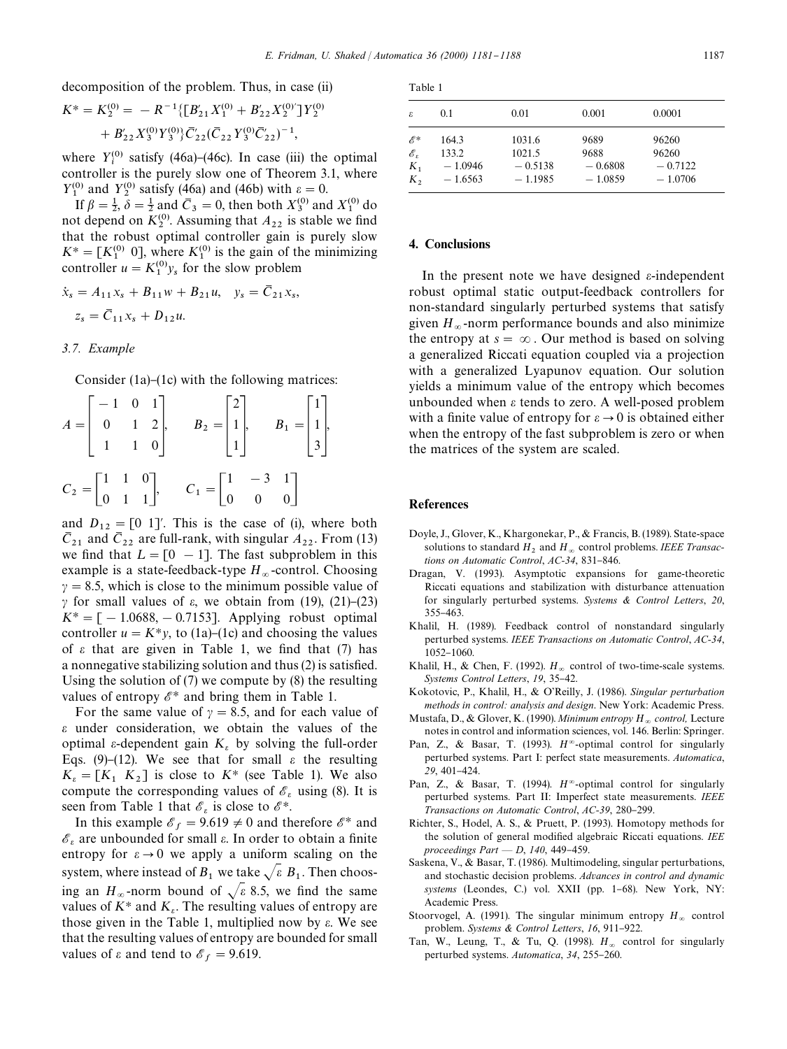decomposition of the problem. Thus, in case (ii)

$$K^* = K_2^{(0)} = -R^{-1}\{[B_{21}' X_1^{(0)} + B_{22}' X_2^{(0)'}]Y_2^{(0)} + B_{22}' X_3^{(0)} Y_3^{(0)}\}\bar{C}_{22}'(\bar{C}_{22} Y_3^{(0)} \bar{C}_{22}')^{-1},$$

where $Y_i^{(0)}$ satisfy (46a)–(46c). In case (iii) the optimal controller is the purely slow one of Theorem 3.1, where $Y_1^{(0)}$ and $Y_2^{(0)}$ satisfy (46a) and (46b) with $\varepsilon = 0$.

If $\beta = \frac{1}{2}$, $\delta = \frac{1}{2}$ and $\bar{C}_3 = 0$, then both $X_3^{(0)}$ and $X_1^{(0)}$ do not depend on $K_2^{(0)}$. Assuming that $A_{22}$ is stable we find that the robust optimal controller gain is purely slow $K^* = [K_1^{(0)} \ 0]$, where $K_1^{(0)}$ is the gain of the minimizing controller $u = K_1^{(0)} y_s$ for the slow problem

$$\dot{x}_s = A_{11} x_s + B_{11} w + B_{21} u, \quad y_s = \bar{C}_{21} x_s,$$
$$z_s = \bar{C}_{11} x_s + D_{12} u.$$

### 3.7. Example

Consider (1a)–(1c) with the following matrices:

$$A = \begin{bmatrix} -1 & 0 & 1 \\ 0 & 1 & 2 \\ 1 & 1 & 0 \end{bmatrix}, \quad B_2 = \begin{bmatrix} 2 \\ 1 \\ 1 \end{bmatrix}, \quad B_1 = \begin{bmatrix} 1 \\ 1 \\ 3 \end{bmatrix},$$

$$C_2 = \begin{bmatrix} 1 & 1 & 0 \\ 0 & 1 & 1 \end{bmatrix}, \quad C_1 = \begin{bmatrix} 1 & -3 & 1 \\ 0 & 0 & 0 \end{bmatrix}$$

and $D_{12} = [0 \ 1]'$. This is the case of (i), where both $\bar{C}_{21}$ and $\bar{C}_{22}$ are full-rank, with singular $A_{22}$. From (13) we find that $L = [0 \ -1]$. The fast subproblem in this example is a state-feedback-type $H_\infty$-control. Choosing $\gamma = 8.5$, which is close to the minimum possible value of $\gamma$ for small values of $\varepsilon$, we obtain from (19), (21)–(23) $K^* = [-1.0688, -0.7153]$. Applying robust optimal controller $u = K^* y$, to (1a)–(1c) and choosing the values of $\varepsilon$ that are given in Table 1, we find that (7) has a nonnegative stabilizing solution and thus (2) is satisfied. Using the solution of (7) we compute by (8) the resulting values of entropy $\mathscr{E}^*$ and bring them in Table 1.

For the same value of $\gamma = 8.5$, and for each value of $\varepsilon$ under consideration, we obtain the values of the optimal $\varepsilon$-dependent gain $K_\varepsilon$ by solving the full-order Eqs. (9)–(12). We see that for small $\varepsilon$ the resulting $K_\varepsilon = [K_1 \ K_2]$ is close to $K^*$ (see Table 1). We also compute the corresponding values of $\mathscr{E}_\varepsilon$ using (8). It is seen from Table 1 that $\mathscr{E}_\varepsilon$ is close to $\mathscr{E}^*$.

In this example $\mathscr{E}_f = 9.619 \neq 0$ and therefore $\mathscr{E}^*$ and $\mathscr{E}_\varepsilon$ are unbounded for small $\varepsilon$. In order to obtain a finite entropy for $\varepsilon \to 0$ we apply a uniform scaling on the system, where instead of $B_1$ we take $\sqrt{\varepsilon}\, B_1$. Then choosing an $H_\infty$-norm bound of $\sqrt{\varepsilon}\, 8.5$, we find the same values of $K^*$ and $K_\varepsilon$. The resulting values of entropy are those given in the Table 1, multiplied now by $\varepsilon$. We see that the resulting values of entropy are bounded for small values of $\varepsilon$ and tend to $\mathscr{E}_f = 9.619$.

Table 1

| $\varepsilon$ | 0.1 | 0.01 | 0.001 | 0.0001 |
|---|---|---|---|---|
| $\mathscr{E}^*$ | 164.3 | 1031.6 | 9689 | 96260 |
| $\mathscr{E}_\varepsilon$ | 133.2 | 1021.5 | 9688 | 96260 |
| $K_1$ | −1.0946 | −0.5138 | −0.6808 | −0.7122 |
| $K_2$ | −1.6563 | −1.1985 | −1.0859 | −1.0706 |

## 4. Conclusions

In the present note we have designed $\varepsilon$-independent robust optimal static output-feedback controllers for non-standard singularly perturbed systems that satisfy given $H_\infty$-norm performance bounds and also minimize the entropy at $s = \infty$. Our method is based on solving a generalized Riccati equation coupled via a projection with a generalized Lyapunov equation. Our solution yields a minimum value of the entropy which becomes unbounded when $\varepsilon$ tends to zero. A well-posed problem with a finite value of entropy for $\varepsilon \to 0$ is obtained either when the entropy of the fast subproblem is zero or when the matrices of the system are scaled.

## References

Doyle, J., Glover, K., Khargonekar, P., & Francis, B. (1989). State-space solutions to standard $H_2$ and $H_\infty$ control problems. *IEEE Transactions on Automatic Control*, *AC-34*, 831–846.

Dragan, V. (1993). Asymptotic expansions for game-theoretic Riccati equations and stabilization with disturbance attenuation for singularly perturbed systems. *Systems & Control Letters*, *20*, 355–463.

Khalil, H. (1989). Feedback control of nonstandard singularly perturbed systems. *IEEE Transactions on Automatic Control*, *AC-34*, 1052–1060.

Khalil, H., & Chen, F. (1992). $H_\infty$ control of two-time-scale systems. *Systems Control Letters*, *19*, 35–42.

Kokotovic, P., Khalil, H., & O'Reilly, J. (1986). *Singular perturbation methods in control: analysis and design*. New York: Academic Press.

Mustafa, D., & Glover, K. (1990). *Minimum entropy $H_\infty$ control*, Lecture notes in control and information sciences, vol. 146. Berlin: Springer.

Pan, Z., & Basar, T. (1993). $H^\infty$-optimal control for singularly perturbed systems. Part I: perfect state measurements. *Automatica*, *29*, 401–424.

Pan, Z., & Basar, T. (1994). $H^\infty$-optimal control for singularly perturbed systems. Part II: Imperfect state measurements. *IEEE Transactions on Automatic Control*, *AC-39*, 280–299.

Richter, S., Hodel, A. S., & Pruett, P. (1993). Homotopy methods for the solution of general modified algebraic Riccati equations. *IEE proceedings Part — D*, *140*, 449–459.

Saskena, V., & Basar, T. (1986). Multimodeling, singular perturbations, and stochastic decision problems. *Advances in control and dynamic systems* (Leondes, C.) vol. XXII (pp. 1–68). New York, NY: Academic Press.

Stoorvogel, A. (1991). The singular minimum entropy $H_\infty$ control problem. *Systems & Control Letters*, *16*, 911–922.

Tan, W., Leung, T., & Tu, Q. (1998). $H_\infty$ control for singularly perturbed systems. *Automatica*, *34*, 255–260.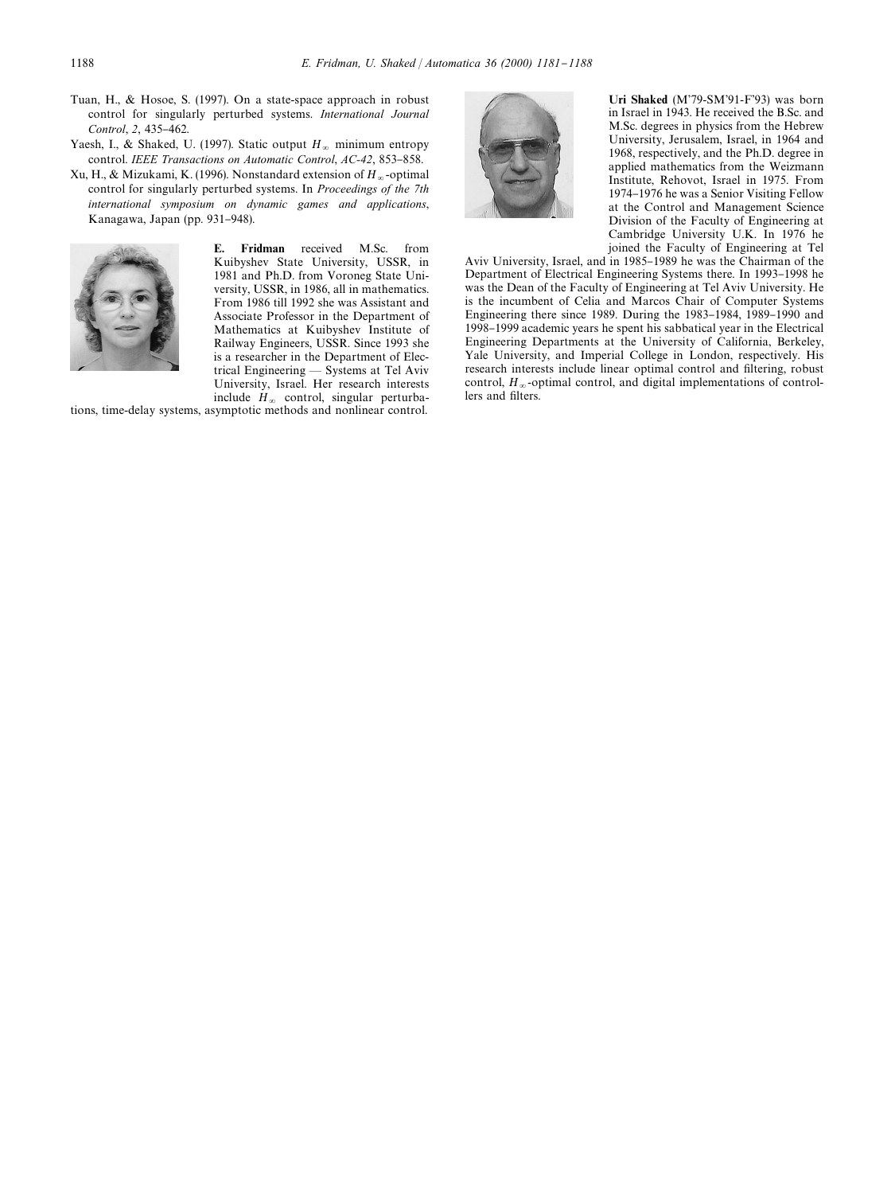Tuan, H., & Hosoe, S. (1997). On a state-space approach in robust control for singularly perturbed systems. *International Journal Control*, *2*, 435–462.

Yaesh, I., & Shaked, U. (1997). Static output $H_\infty$ minimum entropy control. *IEEE Transactions on Automatic Control*, *AC-42*, 853–858.

Xu, H., & Mizukami, K. (1996). Nonstandard extension of $H_\infty$-optimal control for singularly perturbed systems. In *Proceedings of the 7th international symposium on dynamic games and applications*, Kanagawa, Japan (pp. 931–948).

**E. Fridman** received M.Sc. from Kuibyshev State University, USSR, in 1981 and Ph.D. from Voroneg State University, USSR, in 1986, all in mathematics. From 1986 till 1992 she was Assistant and Associate Professor in the Department of Mathematics at Kuibyshev Institute of Railway Engineers, USSR. Since 1993 she is a researcher in the Department of Electrical Engineering — Systems at Tel Aviv University, Israel. Her research interests include $H_\infty$ control, singular perturbations, time-delay systems, asymptotic methods and nonlinear control.

**Uri Shaked** (M'79-SM'91-F'93) was born in Israel in 1943. He received the B.Sc. and M.Sc. degrees in physics from the Hebrew University, Jerusalem, Israel, in 1964 and 1968, respectively, and the Ph.D. degree in applied mathematics from the Weizmann Institute, Rehovot, Israel in 1975. From 1974–1976 he was a Senior Visiting Fellow at the Control and Management Science Division of the Faculty of Engineering at Cambridge University U.K. In 1976 he joined the Faculty of Engineering at Tel Aviv University, Israel, and in 1985–1989 he was the Chairman of the Department of Electrical Engineering Systems there. In 1993–1998 he was the Dean of the Faculty of Engineering at Tel Aviv University. He is the incumbent of Celia and Marcos Chair of Computer Systems Engineering there since 1989. During the 1983–1984, 1989–1990 and 1998–1999 academic years he spent his sabbatical year in the Electrical Engineering Departments at the University of California, Berkeley, Yale University, and Imperial College in London, respectively. His research interests include linear optimal control and filtering, robust control, $H_\infty$-optimal control, and digital implementations of controllers and filters.